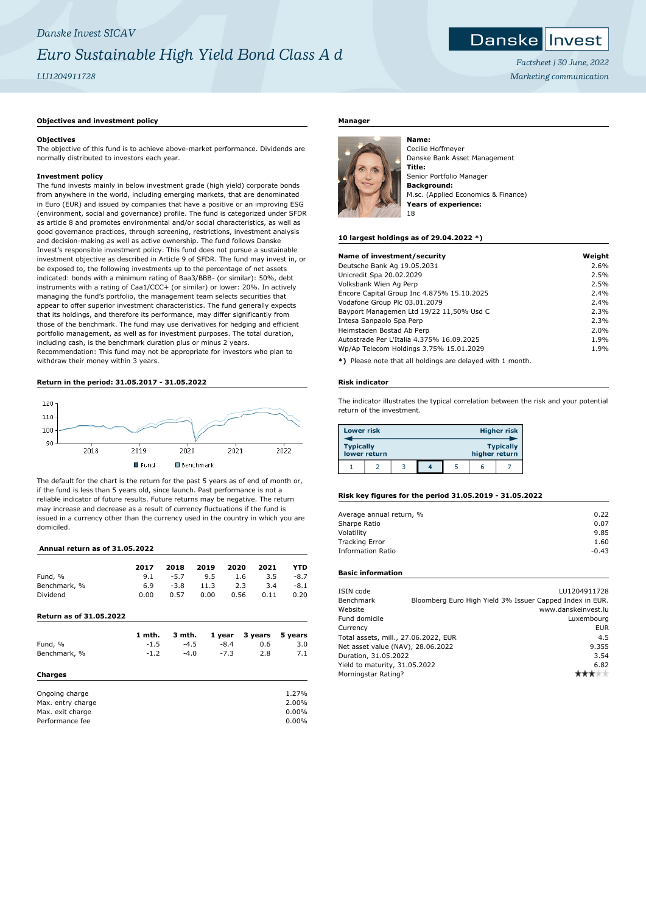*Danske Invest SICAV*

# *Euro Sustainable High Yield Bond Class A d*

*LU1204911728*

*Factsheet | 30 June, 2022*

*Marketing communication*

## Objectives and investment policy

**Objectives**

The objective of this fund is to achieve above-market performance. Dividends are normally distributed to investors each year.

**Investment policy**

The fund invests mainly in below investment grade (high yield) corporate bonds from anywhere in the world, including emerging markets, that are denominated in Euro (EUR) and issued by companies that have a positive or an improving ESG (environment, social and governance) profile. The fund is categorized under SFDR as article 8 and promotes environmental and/or social characteristics, as well as good governance practices, through screening, restrictions, investment analysis and decision-making as well as active ownership. The fund follows Danske Invest's responsible investment policy. This fund does not pursue a sustainable investment objective as described in Article 9 of SFDR. The fund may invest in, or be exposed to, the following investments up to the percentage of net assets indicated: bonds with a minimum rating of Baa3/BBB- (or similar): 50%, debt instruments with a rating of Caa1/CCC+ (or similar) or lower: 20%. In actively managing the fund's portfolio, the management team selects securities that appear to offer superior investment characteristics. The fund generally expects that its holdings, and therefore its performance, may differ significantly from those of the benchmark. The fund may use derivatives for hedging and efficient portfolio management, as well as for investment purposes. The total duration, including cash, is the benchmark duration plus or minus 2 years.
Recommendation: This fund may not be appropriate for investors who plan to withdraw their money within 3 years.

## Return in the period: 31.05.2017 - 31.05.2022

The default for the chart is the return for the past 5 years as of end of month or, if the fund is less than 5 years old, since launch. Past performance is not a reliable indicator of future results. Future returns may be negative. The return may increase and decrease as a result of currency fluctuations if the fund is issued in a currency other than the currency used in the country in which you are domiciled.

## Annual return as of 31.05.2022

| | 2017 | 2018 | 2019 | 2020 | 2021 | YTD |
|---|---|---|---|---|---|---|
| Fund, % | 9.1 | -5.7 | 9.5 | 1.6 | 3.5 | -8.7 |
| Benchmark, % | 6.9 | -3.8 | 11.3 | 2.3 | 3.4 | -8.1 |
| Dividend | 0.00 | 0.57 | 0.00 | 0.56 | 0.11 | 0.20 |

## Return as of 31.05.2022

| | 1 mth. | 3 mth. | 1 year | 3 years | 5 years |
|---|---|---|---|---|---|
| Fund, % | -1.5 | -4.5 | -8.4 | 0.6 | 3.0 |
| Benchmark, % | -1.2 | -4.0 | -7.3 | 2.8 | 7.1 |

## Charges

| | |
|---|---|
| Ongoing charge | 1.27% |
| Max. entry charge | 2.00% |
| Max. exit charge | 0.00% |
| Performance fee | 0.00% |

## Manager

**Name:**
Cecilie Hoffmeyer
Danske Bank Asset Management
**Title:**
Senior Portfolio Manager
**Background:**
M.sc. (Applied Economics & Finance)
**Years of experience:**
18

## 10 largest holdings as of 29.04.2022 *)

| Name of investment/security | Weight |
|---|---|
| Deutsche Bank Ag 19.05.2031 | 2.6% |
| Unicredit Spa 20.02.2029 | 2.5% |
| Volksbank Wien Ag Perp | 2.5% |
| Encore Capital Group Inc 4.875% 15.10.2025 | 2.4% |
| Vodafone Group Plc 03.01.2079 | 2.4% |
| Bayport Managemen Ltd 19/22 11,50% Usd C | 2.3% |
| Intesa Sanpaolo Spa Perp | 2.3% |
| Heimstaden Bostad Ab Perp | 2.0% |
| Autostrade Per L'Italia 4.375% 16.09.2025 | 1.9% |
| Wp/Ap Telecom Holdings 3.75% 15.01.2029 | 1.9% |

**\*)** Please note that all holdings are delayed with 1 month.

## Risk indicator

The indicator illustrates the typical correlation between the risk and your potential return of the investment.

| Lower risk | | | | | | Higher risk |
|---|---|---|---|---|---|---|
| Typically lower return | | | | | | Typically higher return |
| 1 | 2 | 3 | **4** | 5 | 6 | 7 |

## Risk key figures for the period 31.05.2019 - 31.05.2022

| | |
|---|---|
| Average annual return, % | 0.22 |
| Sharpe Ratio | 0.07 |
| Volatility | 9.85 |
| Tracking Error | 1.60 |
| Information Ratio | -0.43 |

## Basic information

| | |
|---|---|
| ISIN code | LU1204911728 |
| Benchmark | Bloomberg Euro High Yield 3% Issuer Capped Index in EUR. |
| Website | www.danskeinvest.lu |
| Fund domicile | Luxembourg |
| Currency | EUR |
| Total assets, mill., 27.06.2022, EUR | 4.5 |
| Net asset value (NAV), 28.06.2022 | 9.355 |
| Duration, 31.05.2022 | 3.54 |
| Yield to maturity, 31.05.2022 | 6.82 |
| Morningstar Rating? | ★★★☆☆ |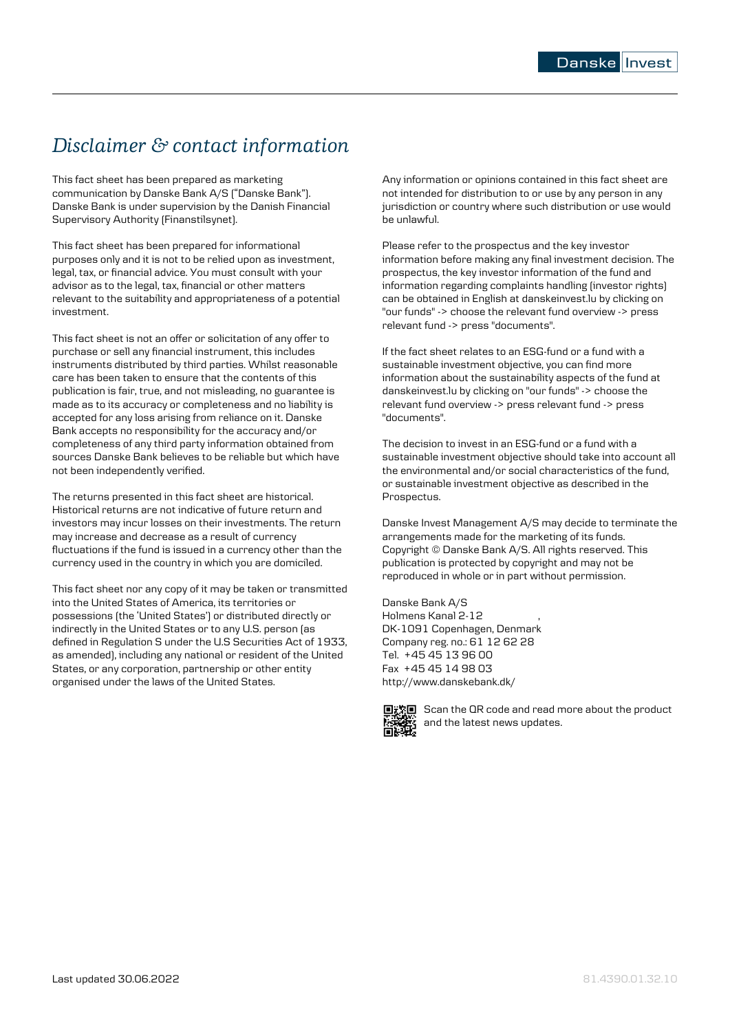# *Disclaimer & contact information*

This fact sheet has been prepared as marketing communication by Danske Bank A/S ("Danske Bank"). Danske Bank is under supervision by the Danish Financial Supervisory Authority (Finanstilsynet).

This fact sheet has been prepared for informational purposes only and it is not to be relied upon as investment, legal, tax, or financial advice. You must consult with your advisor as to the legal, tax, financial or other matters relevant to the suitability and appropriateness of a potential investment.

This fact sheet is not an offer or solicitation of any offer to purchase or sell any financial instrument, this includes instruments distributed by third parties. Whilst reasonable care has been taken to ensure that the contents of this publication is fair, true, and not misleading, no guarantee is made as to its accuracy or completeness and no liability is accepted for any loss arising from reliance on it. Danske Bank accepts no responsibility for the accuracy and/or completeness of any third party information obtained from sources Danske Bank believes to be reliable but which have not been independently verified.

The returns presented in this fact sheet are historical. Historical returns are not indicative of future return and investors may incur losses on their investments. The return may increase and decrease as a result of currency fluctuations if the fund is issued in a currency other than the currency used in the country in which you are domiciled.

This fact sheet nor any copy of it may be taken or transmitted into the United States of America, its territories or possessions (the 'United States') or distributed directly or indirectly in the United States or to any U.S. person (as defined in Regulation S under the U.S Securities Act of 1933, as amended), including any national or resident of the United States, or any corporation, partnership or other entity organised under the laws of the United States.

Any information or opinions contained in this fact sheet are not intended for distribution to or use by any person in any jurisdiction or country where such distribution or use would be unlawful.

Please refer to the prospectus and the key investor information before making any final investment decision. The prospectus, the key investor information of the fund and information regarding complaints handling (investor rights) can be obtained in English at danskeinvest.lu by clicking on "our funds" -> choose the relevant fund overview -> press relevant fund -> press "documents".

If the fact sheet relates to an ESG-fund or a fund with a sustainable investment objective, you can find more information about the sustainability aspects of the fund at danskeinvest.lu by clicking on "our funds" -> choose the relevant fund overview -> press relevant fund -> press "documents".

The decision to invest in an ESG-fund or a fund with a sustainable investment objective should take into account all the environmental and/or social characteristics of the fund, or sustainable investment objective as described in the Prospectus.

Danske Invest Management A/S may decide to terminate the arrangements made for the marketing of its funds. Copyright © Danske Bank A/S. All rights reserved. This publication is protected by copyright and may not be reproduced in whole or in part without permission.

Danske Bank A/S
Holmens Kanal 2-12
DK-1091 Copenhagen, Denmark
Company reg. no.: 61 12 62 28
Tel. +45 45 13 96 00
Fax +45 45 14 98 03
http://www.danskebank.dk/

Scan the QR code and read more about the product and the latest news updates.

Last updated 30.06.2022

81.4390.01.32.10